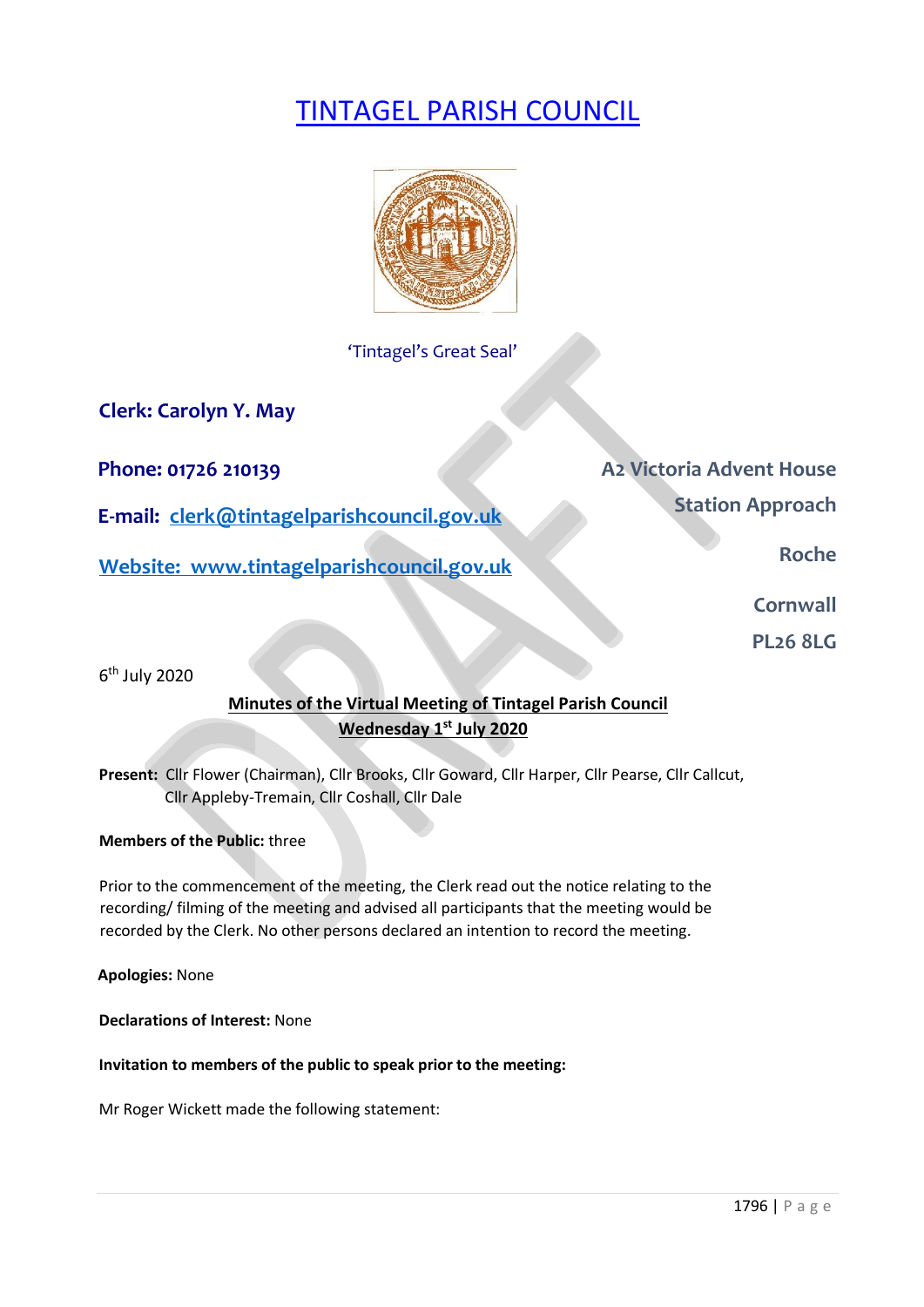# TINTAGEL PARISH COUNCIL

'Tintagel's Great Seal'

**Clerk: Carolyn Y. May**

**Phone: 01726 210139**

**E-mail: clerk@tintagelparishcouncil.gov.uk**

**Website: www.tintagelparishcouncil.gov.uk**

**A2 Victoria Advent House**
**Station Approach**
**Roche**
**Cornwall**
**PL26 8LG**

6th July 2020

**Minutes of the Virtual Meeting of Tintagel Parish Council**
**Wednesday 1st July 2020**

**Present:** Cllr Flower (Chairman), Cllr Brooks, Cllr Goward, Cllr Harper, Cllr Pearse, Cllr Callcut, Cllr Appleby-Tremain, Cllr Coshall, Cllr Dale

**Members of the Public:** three

Prior to the commencement of the meeting, the Clerk read out the notice relating to the recording/ filming of the meeting and advised all participants that the meeting would be recorded by the Clerk. No other persons declared an intention to record the meeting.

**Apologies:** None

**Declarations of Interest:** None

**Invitation to members of the public to speak prior to the meeting:**

Mr Roger Wickett made the following statement: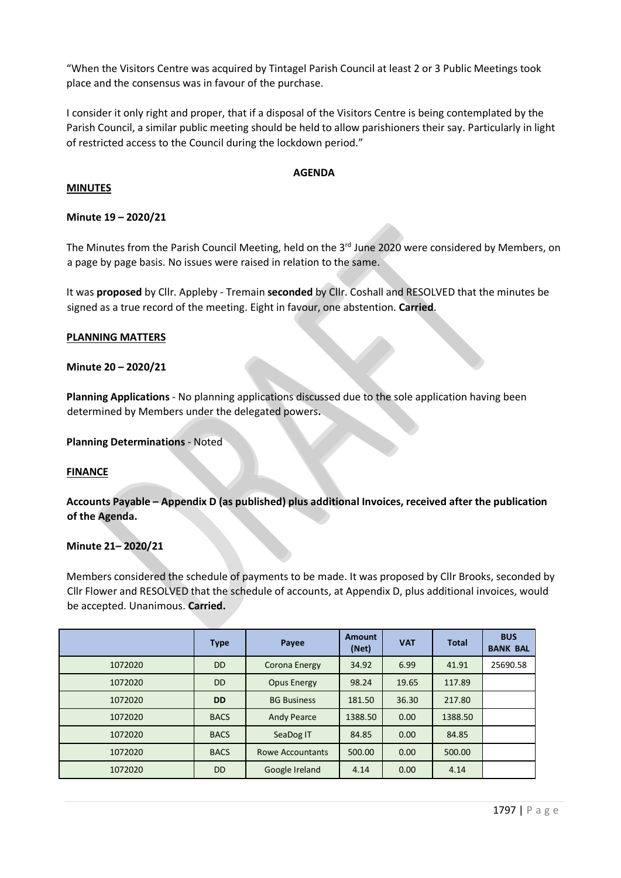"When the Visitors Centre was acquired by Tintagel Parish Council at least 2 or 3 Public Meetings took place and the consensus was in favour of the purchase.

I consider it only right and proper, that if a disposal of the Visitors Centre is being contemplated by the Parish Council, a similar public meeting should be held to allow parishioners their say. Particularly in light of restricted access to the Council during the lockdown period."

**AGENDA**

**MINUTES**

**Minute 19 – 2020/21**

The Minutes from the Parish Council Meeting, held on the 3rd June 2020 were considered by Members, on a page by page basis. No issues were raised in relation to the same.

It was **proposed** by Cllr. Appleby - Tremain **seconded** by Cllr. Coshall and RESOLVED that the minutes be signed as a true record of the meeting. Eight in favour, one abstention. **Carried**.

**PLANNING MATTERS**

**Minute 20 – 2020/21**

**Planning Applications** - No planning applications discussed due to the sole application having been determined by Members under the delegated powers.

**Planning Determinations** - Noted

**FINANCE**

**Accounts Payable – Appendix D (as published) plus additional Invoices, received after the publication of the Agenda.**

**Minute 21– 2020/21**

Members considered the schedule of payments to be made. It was proposed by Cllr Brooks, seconded by Cllr Flower and RESOLVED that the schedule of accounts, at Appendix D, plus additional invoices, would be accepted. Unanimous. **Carried.**

| | Type | Payee | Amount (Net) | VAT | Total | BUS BANK BAL |
|---|---|---|---|---|---|---|
| 1072020 | DD | Corona Energy | 34.92 | 6.99 | 41.91 | 25690.58 |
| 1072020 | DD | Opus Energy | 98.24 | 19.65 | 117.89 | |
| 1072020 | **DD** | BG Business | 181.50 | 36.30 | 217.80 | |
| 1072020 | BACS | Andy Pearce | 1388.50 | 0.00 | 1388.50 | |
| 1072020 | BACS | SeaDog IT | 84.85 | 0.00 | 84.85 | |
| 1072020 | BACS | Rowe Accountants | 500.00 | 0.00 | 500.00 | |
| 1072020 | DD | Google Ireland | 4.14 | 0.00 | 4.14 | |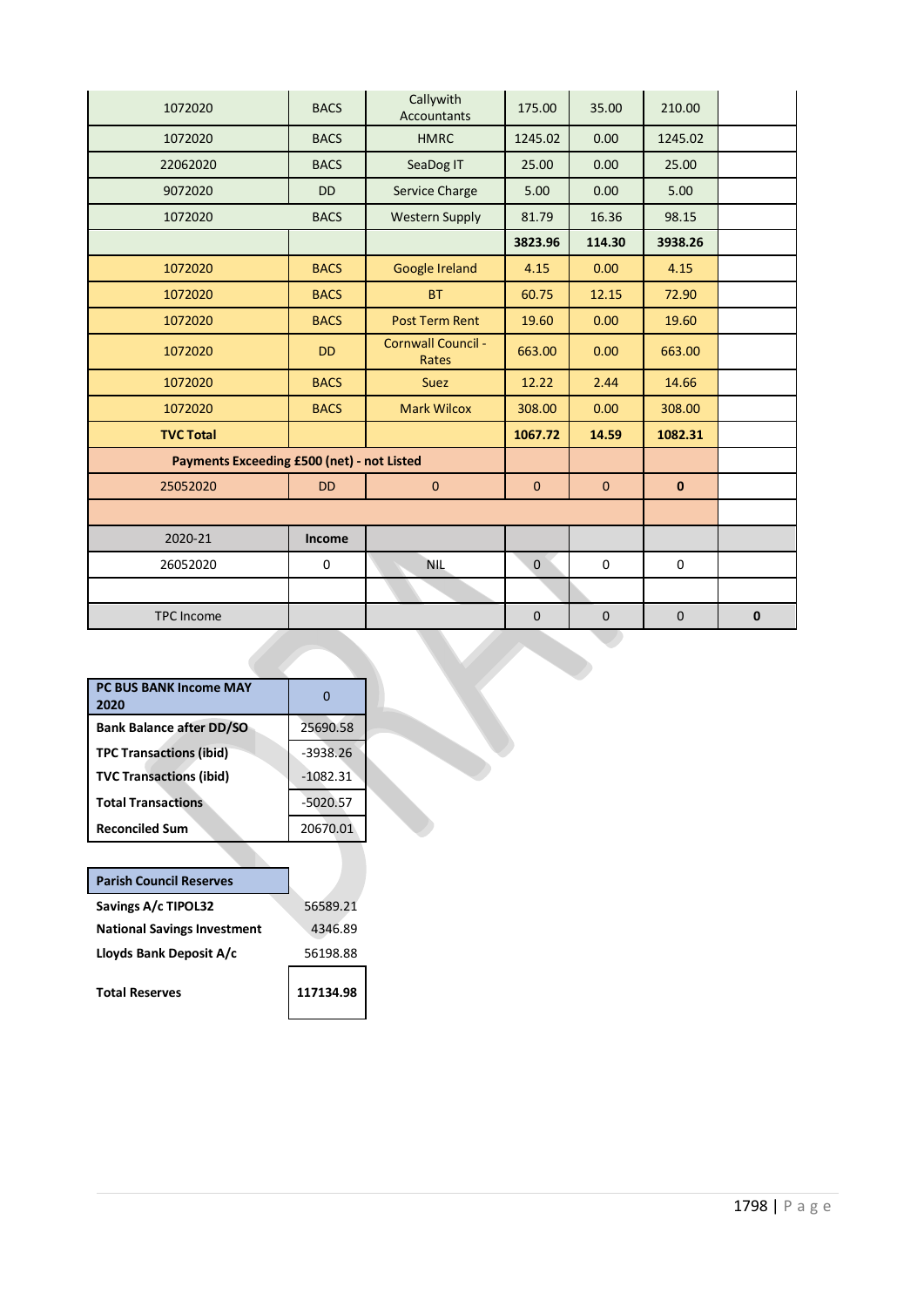| | | | | | | |
|---|---|---|---|---|---|---|
| 1072020 | BACS | Callywith Accountants | 175.00 | 35.00 | 210.00 | |
| 1072020 | BACS | HMRC | 1245.02 | 0.00 | 1245.02 | |
| 22062020 | BACS | SeaDog IT | 25.00 | 0.00 | 25.00 | |
| 9072020 | DD | Service Charge | 5.00 | 0.00 | 5.00 | |
| 1072020 | BACS | Western Supply | 81.79 | 16.36 | 98.15 | |
| | | | **3823.96** | **114.30** | **3938.26** | |
| 1072020 | BACS | Google Ireland | 4.15 | 0.00 | 4.15 | |
| 1072020 | BACS | BT | 60.75 | 12.15 | 72.90 | |
| 1072020 | BACS | Post Term Rent | 19.60 | 0.00 | 19.60 | |
| 1072020 | DD | Cornwall Council - Rates | 663.00 | 0.00 | 663.00 | |
| 1072020 | BACS | Suez | 12.22 | 2.44 | 14.66 | |
| 1072020 | BACS | Mark Wilcox | 308.00 | 0.00 | 308.00 | |
| **TVC Total** | | | **1067.72** | **14.59** | **1082.31** | |
| **Payments Exceeding £500 (net) - not Listed** | | | | | | |
| 25052020 | DD | 0 | 0 | 0 | **0** | |
| | | | | | | |
| 2020-21 | **Income** | | | | | |
| 26052020 | 0 | NIL | 0 | 0 | 0 | |
| | | | | | | |
| TPC Income | | | 0 | 0 | 0 | **0** |

| **PC BUS BANK Income MAY 2020** | 0 |
|---|---|
| **Bank Balance after DD/SO** | 25690.58 |
| **TPC Transactions (ibid)** | -3938.26 |
| **TVC Transactions (ibid)** | -1082.31 |
| **Total Transactions** | -5020.57 |
| **Reconciled Sum** | 20670.01 |

| **Parish Council Reserves** | |
|---|---|
| **Savings A/c TIPOL32** | 56589.21 |
| **National Savings Investment** | 4346.89 |
| **Lloyds Bank Deposit A/c** | 56198.88 |
| **Total Reserves** | **117134.98** |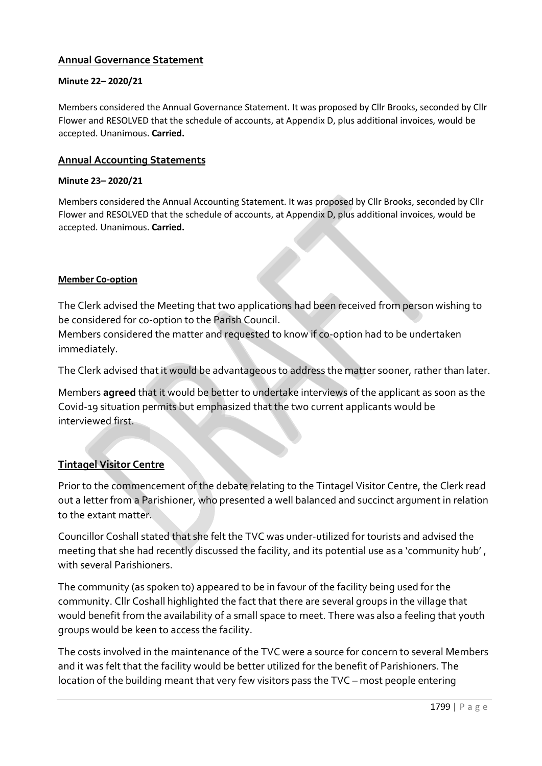## Annual Governance Statement

**Minute 22– 2020/21**

Members considered the Annual Governance Statement. It was proposed by Cllr Brooks, seconded by Cllr Flower and RESOLVED that the schedule of accounts, at Appendix D, plus additional invoices, would be accepted. Unanimous. **Carried.**

## Annual Accounting Statements

**Minute 23– 2020/21**

Members considered the Annual Accounting Statement. It was proposed by Cllr Brooks, seconded by Cllr Flower and RESOLVED that the schedule of accounts, at Appendix D, plus additional invoices, would be accepted. Unanimous. **Carried.**

**Member Co-option**

The Clerk advised the Meeting that two applications had been received from person wishing to be considered for co-option to the Parish Council.

Members considered the matter and requested to know if co-option had to be undertaken immediately.

The Clerk advised that it would be advantageous to address the matter sooner, rather than later.

Members **agreed** that it would be better to undertake interviews of the applicant as soon as the Covid-19 situation permits but emphasized that the two current applicants would be interviewed first.

## Tintagel Visitor Centre

Prior to the commencement of the debate relating to the Tintagel Visitor Centre, the Clerk read out a letter from a Parishioner, who presented a well balanced and succinct argument in relation to the extant matter.

Councillor Coshall stated that she felt the TVC was under-utilized for tourists and advised the meeting that she had recently discussed the facility, and its potential use as a 'community hub', with several Parishioners.

The community (as spoken to) appeared to be in favour of the facility being used for the community. Cllr Coshall highlighted the fact that there are several groups in the village that would benefit from the availability of a small space to meet. There was also a feeling that youth groups would be keen to access the facility.

The costs involved in the maintenance of the TVC were a source for concern to several Members and it was felt that the facility would be better utilized for the benefit of Parishioners. The location of the building meant that very few visitors pass the TVC – most people entering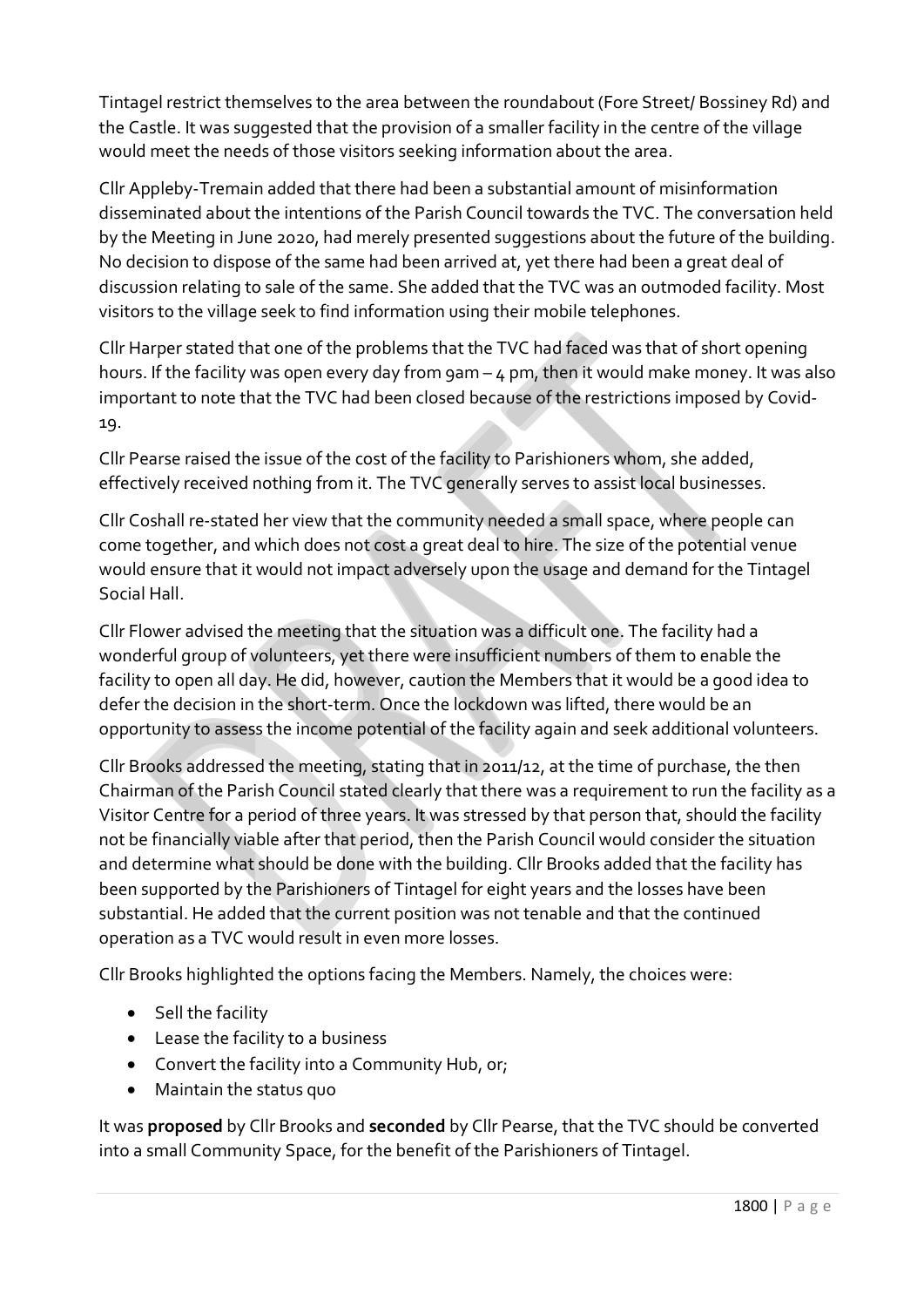Tintagel restrict themselves to the area between the roundabout (Fore Street/ Bossiney Rd) and the Castle. It was suggested that the provision of a smaller facility in the centre of the village would meet the needs of those visitors seeking information about the area.

Cllr Appleby-Tremain added that there had been a substantial amount of misinformation disseminated about the intentions of the Parish Council towards the TVC. The conversation held by the Meeting in June 2020, had merely presented suggestions about the future of the building. No decision to dispose of the same had been arrived at, yet there had been a great deal of discussion relating to sale of the same. She added that the TVC was an outmoded facility. Most visitors to the village seek to find information using their mobile telephones.

Cllr Harper stated that one of the problems that the TVC had faced was that of short opening hours. If the facility was open every day from 9am – 4 pm, then it would make money. It was also important to note that the TVC had been closed because of the restrictions imposed by Covid-19.

Cllr Pearse raised the issue of the cost of the facility to Parishioners whom, she added, effectively received nothing from it. The TVC generally serves to assist local businesses.

Cllr Coshall re-stated her view that the community needed a small space, where people can come together, and which does not cost a great deal to hire. The size of the potential venue would ensure that it would not impact adversely upon the usage and demand for the Tintagel Social Hall.

Cllr Flower advised the meeting that the situation was a difficult one. The facility had a wonderful group of volunteers, yet there were insufficient numbers of them to enable the facility to open all day. He did, however, caution the Members that it would be a good idea to defer the decision in the short-term. Once the lockdown was lifted, there would be an opportunity to assess the income potential of the facility again and seek additional volunteers.

Cllr Brooks addressed the meeting, stating that in 2011/12, at the time of purchase, the then Chairman of the Parish Council stated clearly that there was a requirement to run the facility as a Visitor Centre for a period of three years. It was stressed by that person that, should the facility not be financially viable after that period, then the Parish Council would consider the situation and determine what should be done with the building. Cllr Brooks added that the facility has been supported by the Parishioners of Tintagel for eight years and the losses have been substantial. He added that the current position was not tenable and that the continued operation as a TVC would result in even more losses.

Cllr Brooks highlighted the options facing the Members. Namely, the choices were:

- Sell the facility
- Lease the facility to a business
- Convert the facility into a Community Hub, or;
- Maintain the status quo

It was **proposed** by Cllr Brooks and **seconded** by Cllr Pearse, that the TVC should be converted into a small Community Space, for the benefit of the Parishioners of Tintagel.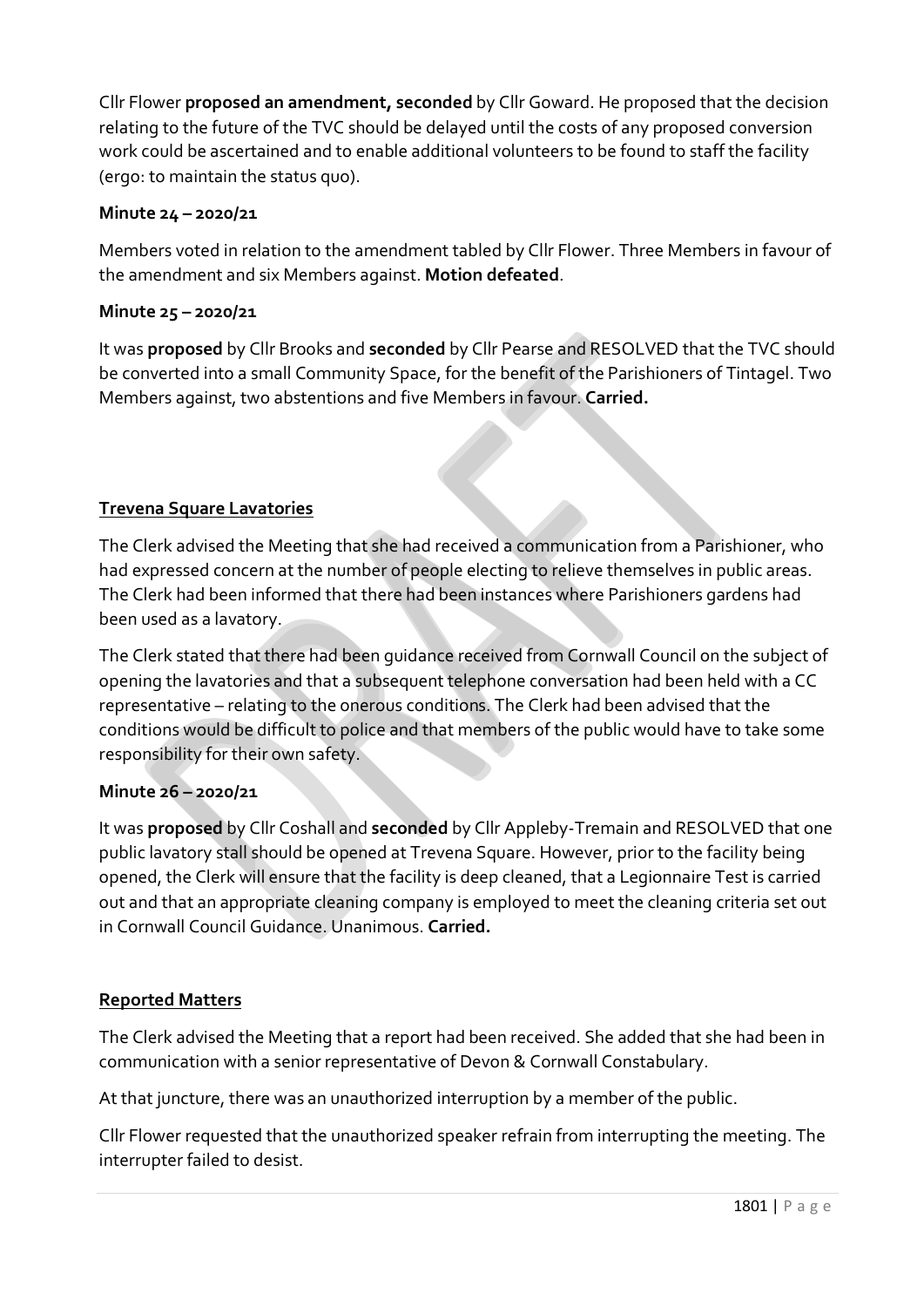Cllr Flower **proposed an amendment, seconded** by Cllr Goward. He proposed that the decision relating to the future of the TVC should be delayed until the costs of any proposed conversion work could be ascertained and to enable additional volunteers to be found to staff the facility (ergo: to maintain the status quo).

**Minute 24 – 2020/21**

Members voted in relation to the amendment tabled by Cllr Flower. Three Members in favour of the amendment and six Members against. **Motion defeated**.

**Minute 25 – 2020/21**

It was **proposed** by Cllr Brooks and **seconded** by Cllr Pearse and RESOLVED that the TVC should be converted into a small Community Space, for the benefit of the Parishioners of Tintagel. Two Members against, two abstentions and five Members in favour. **Carried.**

**<u>Trevena Square Lavatories</u>**

The Clerk advised the Meeting that she had received a communication from a Parishioner, who had expressed concern at the number of people electing to relieve themselves in public areas. The Clerk had been informed that there had been instances where Parishioners gardens had been used as a lavatory.

The Clerk stated that there had been guidance received from Cornwall Council on the subject of opening the lavatories and that a subsequent telephone conversation had been held with a CC representative – relating to the onerous conditions. The Clerk had been advised that the conditions would be difficult to police and that members of the public would have to take some responsibility for their own safety.

**Minute 26 – 2020/21**

It was **proposed** by Cllr Coshall and **seconded** by Cllr Appleby-Tremain and RESOLVED that one public lavatory stall should be opened at Trevena Square. However, prior to the facility being opened, the Clerk will ensure that the facility is deep cleaned, that a Legionnaire Test is carried out and that an appropriate cleaning company is employed to meet the cleaning criteria set out in Cornwall Council Guidance. Unanimous. **Carried.**

**<u>Reported Matters</u>**

The Clerk advised the Meeting that a report had been received. She added that she had been in communication with a senior representative of Devon & Cornwall Constabulary.

At that juncture, there was an unauthorized interruption by a member of the public.

Cllr Flower requested that the unauthorized speaker refrain from interrupting the meeting. The interrupter failed to desist.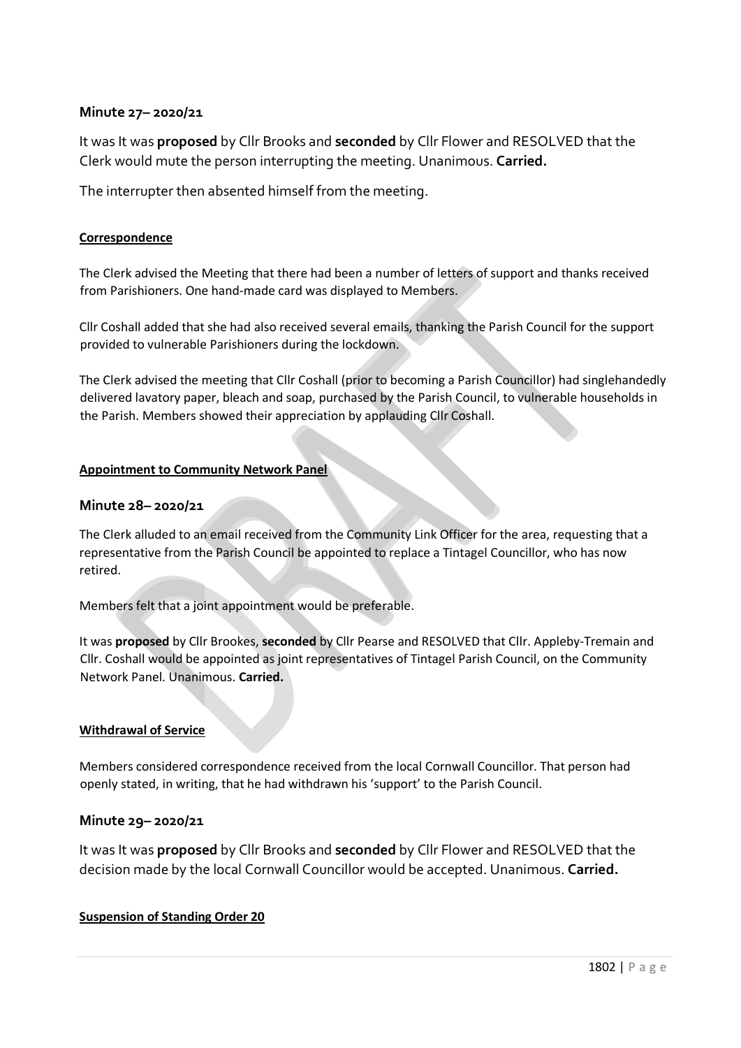### Minute 27– 2020/21

It was It was **proposed** by Cllr Brooks and **seconded** by Cllr Flower and RESOLVED that the Clerk would mute the person interrupting the meeting. Unanimous. **Carried.**

The interrupter then absented himself from the meeting.

**Correspondence**

The Clerk advised the Meeting that there had been a number of letters of support and thanks received from Parishioners. One hand-made card was displayed to Members.

Cllr Coshall added that she had also received several emails, thanking the Parish Council for the support provided to vulnerable Parishioners during the lockdown.

The Clerk advised the meeting that Cllr Coshall (prior to becoming a Parish Councillor) had singlehandedly delivered lavatory paper, bleach and soap, purchased by the Parish Council, to vulnerable households in the Parish. Members showed their appreciation by applauding Cllr Coshall.

**Appointment to Community Network Panel**

### Minute 28– 2020/21

The Clerk alluded to an email received from the Community Link Officer for the area, requesting that a representative from the Parish Council be appointed to replace a Tintagel Councillor, who has now retired.

Members felt that a joint appointment would be preferable.

It was **proposed** by Cllr Brookes, **seconded** by Cllr Pearse and RESOLVED that Cllr. Appleby-Tremain and Cllr. Coshall would be appointed as joint representatives of Tintagel Parish Council, on the Community Network Panel. Unanimous. **Carried.**

**Withdrawal of Service**

Members considered correspondence received from the local Cornwall Councillor. That person had openly stated, in writing, that he had withdrawn his 'support' to the Parish Council.

### Minute 29– 2020/21

It was It was **proposed** by Cllr Brooks and **seconded** by Cllr Flower and RESOLVED that the decision made by the local Cornwall Councillor would be accepted. Unanimous. **Carried.**

**Suspension of Standing Order 20**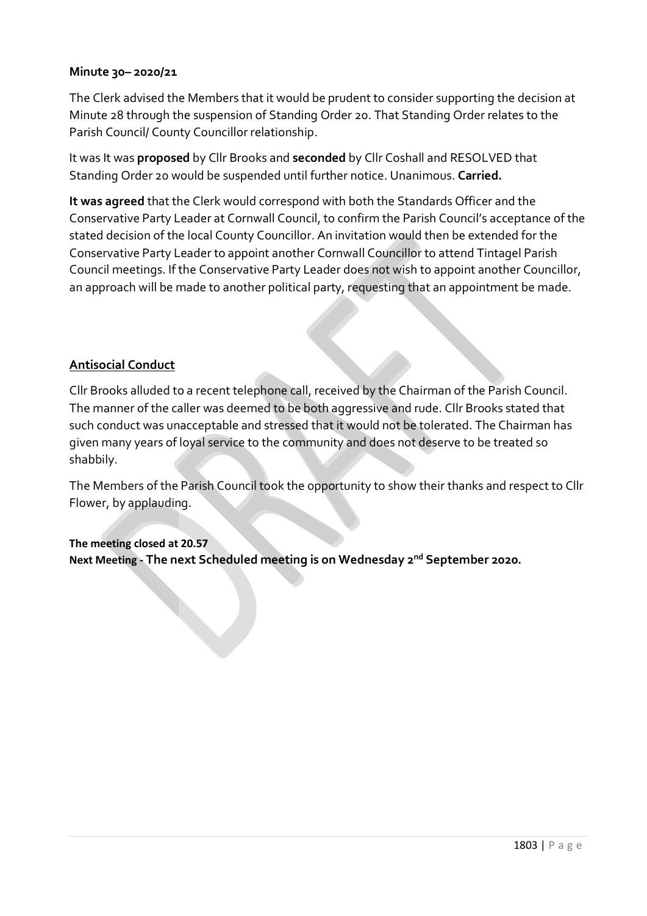**Minute 30– 2020/21**

The Clerk advised the Members that it would be prudent to consider supporting the decision at Minute 28 through the suspension of Standing Order 20. That Standing Order relates to the Parish Council/ County Councillor relationship.

It was It was **proposed** by Cllr Brooks and **seconded** by Cllr Coshall and RESOLVED that Standing Order 20 would be suspended until further notice. Unanimous. **Carried.**

**It was agreed** that the Clerk would correspond with both the Standards Officer and the Conservative Party Leader at Cornwall Council, to confirm the Parish Council's acceptance of the stated decision of the local County Councillor. An invitation would then be extended for the Conservative Party Leader to appoint another Cornwall Councillor to attend Tintagel Parish Council meetings. If the Conservative Party Leader does not wish to appoint another Councillor, an approach will be made to another political party, requesting that an appointment be made.

**Antisocial Conduct**

Cllr Brooks alluded to a recent telephone call, received by the Chairman of the Parish Council. The manner of the caller was deemed to be both aggressive and rude. Cllr Brooks stated that such conduct was unacceptable and stressed that it would not be tolerated. The Chairman has given many years of loyal service to the community and does not deserve to be treated so shabbily.

The Members of the Parish Council took the opportunity to show their thanks and respect to Cllr Flower, by applauding.

**The meeting closed at 20.57**
**Next Meeting - The next Scheduled meeting is on Wednesday 2nd September 2020.**